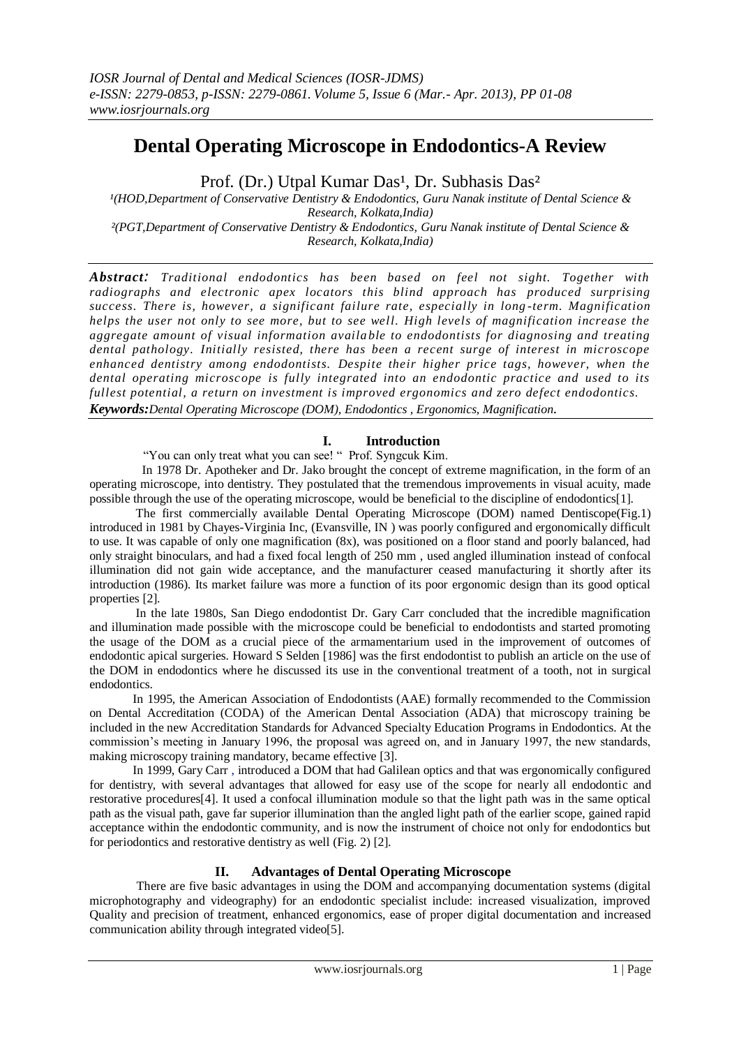# Dental Operating Microscope in Endodontics-A Review

Prof. (Dr.) Utpal Kumar Das[1], Dr. Subhasis Das[2]

[1](HOD,Department of Conservative Dentistry & Endodontics, Guru Nanak institute of Dental Science & Research, Kolkata,India)

[2](PGT,Department of Conservative Dentistry & Endodontics, Guru Nanak institute of Dental Science & Research, Kolkata,India)

***Abstract:*** *Traditional endodontics has been based on feel not sight. Together with radiographs and electronic apex locators this blind approach has produced surprising success. There is, however, a significant failure rate, especially in long-term. Magnification helps the user not only to see more, but to see well. High levels of magnification increase the aggregate amount of visual information available to endodontists for diagnosing and treating dental pathology. Initially resisted, there has been a recent surge of interest in microscope enhanced dentistry among endodontists. Despite their higher price tags, however, when the dental operating microscope is fully integrated into an endodontic practice and used to its fullest potential, a return on investment is improved ergonomics and zero defect endodontics.*

***Keywords:*** *Dental Operating Microscope (DOM), Endodontics , Ergonomics, Magnification.*

## I. Introduction

"You can only treat what you can see! " Prof. Syngcuk Kim.

In 1978 Dr. Apotheker and Dr. Jako brought the concept of extreme magnification, in the form of an operating microscope, into dentistry. They postulated that the tremendous improvements in visual acuity, made possible through the use of the operating microscope, would be beneficial to the discipline of endodontics[1].

The first commercially available Dental Operating Microscope (DOM) named Dentiscope(Fig.1) introduced in 1981 by Chayes-Virginia Inc, (Evansville, IN ) was poorly configured and ergonomically difficult to use. It was capable of only one magnification (8x), was positioned on a floor stand and poorly balanced, had only straight binoculars, and had a fixed focal length of 250 mm , used angled illumination instead of confocal illumination did not gain wide acceptance, and the manufacturer ceased manufacturing it shortly after its introduction (1986). Its market failure was more a function of its poor ergonomic design than its good optical properties [2].

In the late 1980s, San Diego endodontist Dr. Gary Carr concluded that the incredible magnification and illumination made possible with the microscope could be beneficial to endodontists and started promoting the usage of the DOM as a crucial piece of the armamentarium used in the improvement of outcomes of endodontic apical surgeries. Howard S Selden [1986] was the first endodontist to publish an article on the use of the DOM in endodontics where he discussed its use in the conventional treatment of a tooth, not in surgical endodontics.

In 1995, the American Association of Endodontists (AAE) formally recommended to the Commission on Dental Accreditation (CODA) of the American Dental Association (ADA) that microscopy training be included in the new Accreditation Standards for Advanced Specialty Education Programs in Endodontics. At the commission's meeting in January 1996, the proposal was agreed on, and in January 1997, the new standards, making microscopy training mandatory, became effective [3].

In 1999, Gary Carr , introduced a DOM that had Galilean optics and that was ergonomically configured for dentistry, with several advantages that allowed for easy use of the scope for nearly all endodontic and restorative procedures[4]. It used a confocal illumination module so that the light path was in the same optical path as the visual path, gave far superior illumination than the angled light path of the earlier scope, gained rapid acceptance within the endodontic community, and is now the instrument of choice not only for endodontics but for periodontics and restorative dentistry as well (Fig. 2) [2].

## II. Advantages of Dental Operating Microscope

There are five basic advantages in using the DOM and accompanying documentation systems (digital microphotography and videography) for an endodontic specialist include: increased visualization, improved Quality and precision of treatment, enhanced ergonomics, ease of proper digital documentation and increased communication ability through integrated video[5].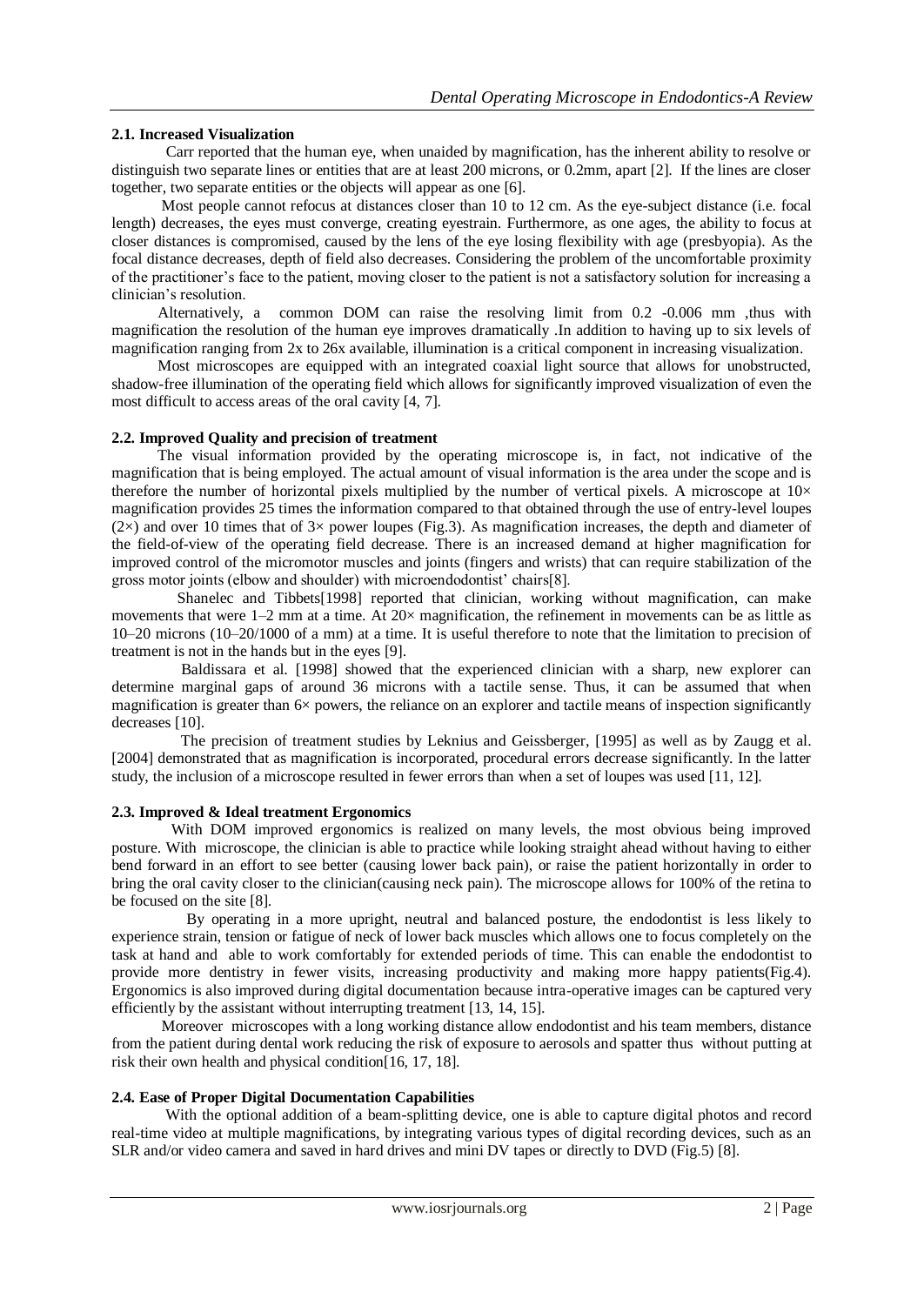### 2.1. Increased Visualization

Carr reported that the human eye, when unaided by magnification, has the inherent ability to resolve or distinguish two separate lines or entities that are at least 200 microns, or 0.2mm, apart [2]. If the lines are closer together, two separate entities or the objects will appear as one [6].

Most people cannot refocus at distances closer than 10 to 12 cm. As the eye-subject distance (i.e. focal length) decreases, the eyes must converge, creating eyestrain. Furthermore, as one ages, the ability to focus at closer distances is compromised, caused by the lens of the eye losing flexibility with age (presbyopia). As the focal distance decreases, depth of field also decreases. Considering the problem of the uncomfortable proximity of the practitioner's face to the patient, moving closer to the patient is not a satisfactory solution for increasing a clinician's resolution.

Alternatively, a common DOM can raise the resolving limit from 0.2 -0.006 mm ,thus with magnification the resolution of the human eye improves dramatically .In addition to having up to six levels of magnification ranging from 2x to 26x available, illumination is a critical component in increasing visualization.

Most microscopes are equipped with an integrated coaxial light source that allows for unobstructed, shadow-free illumination of the operating field which allows for significantly improved visualization of even the most difficult to access areas of the oral cavity [4, 7].

### 2.2. Improved Quality and precision of treatment

The visual information provided by the operating microscope is, in fact, not indicative of the magnification that is being employed. The actual amount of visual information is the area under the scope and is therefore the number of horizontal pixels multiplied by the number of vertical pixels. A microscope at 10× magnification provides 25 times the information compared to that obtained through the use of entry-level loupes (2×) and over 10 times that of 3× power loupes (Fig.3). As magnification increases, the depth and diameter of the field-of-view of the operating field decrease. There is an increased demand at higher magnification for improved control of the micromotor muscles and joints (fingers and wrists) that can require stabilization of the gross motor joints (elbow and shoulder) with microendodontist' chairs[8].

Shanelec and Tibbets[1998] reported that clinician, working without magnification, can make movements that were 1–2 mm at a time. At 20× magnification, the refinement in movements can be as little as 10–20 microns (10–20/1000 of a mm) at a time. It is useful therefore to note that the limitation to precision of treatment is not in the hands but in the eyes [9].

Baldissara et al. [1998] showed that the experienced clinician with a sharp, new explorer can determine marginal gaps of around 36 microns with a tactile sense. Thus, it can be assumed that when magnification is greater than 6× powers, the reliance on an explorer and tactile means of inspection significantly decreases [10].

The precision of treatment studies by Leknius and Geissberger, [1995] as well as by Zaugg et al. [2004] demonstrated that as magnification is incorporated, procedural errors decrease significantly. In the latter study, the inclusion of a microscope resulted in fewer errors than when a set of loupes was used [11, 12].

### 2.3. Improved & Ideal treatment Ergonomics

With DOM improved ergonomics is realized on many levels, the most obvious being improved posture. With microscope, the clinician is able to practice while looking straight ahead without having to either bend forward in an effort to see better (causing lower back pain), or raise the patient horizontally in order to bring the oral cavity closer to the clinician(causing neck pain). The microscope allows for 100% of the retina to be focused on the site [8].

By operating in a more upright, neutral and balanced posture, the endodontist is less likely to experience strain, tension or fatigue of neck of lower back muscles which allows one to focus completely on the task at hand and able to work comfortably for extended periods of time. This can enable the endodontist to provide more dentistry in fewer visits, increasing productivity and making more happy patients(Fig.4). Ergonomics is also improved during digital documentation because intra-operative images can be captured very efficiently by the assistant without interrupting treatment [13, 14, 15].

Moreover microscopes with a long working distance allow endodontist and his team members, distance from the patient during dental work reducing the risk of exposure to aerosols and spatter thus without putting at risk their own health and physical condition[16, 17, 18].

### 2.4. Ease of Proper Digital Documentation Capabilities

With the optional addition of a beam-splitting device, one is able to capture digital photos and record real-time video at multiple magnifications, by integrating various types of digital recording devices, such as an SLR and/or video camera and saved in hard drives and mini DV tapes or directly to DVD (Fig.5) [8].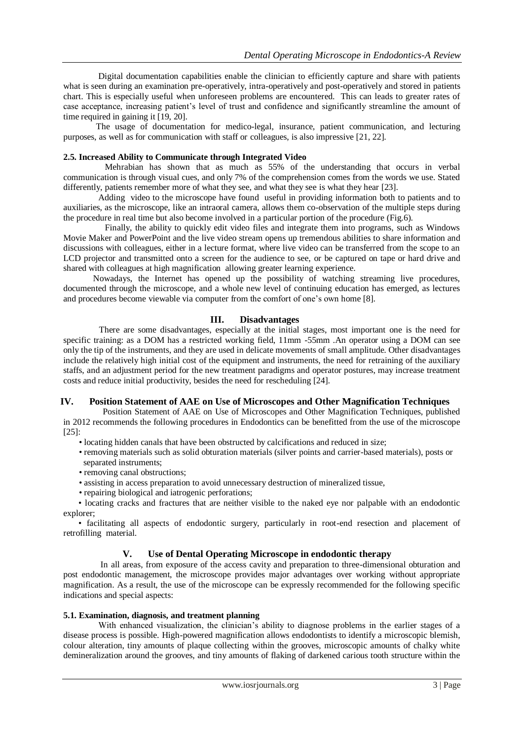Digital documentation capabilities enable the clinician to efficiently capture and share with patients what is seen during an examination pre-operatively, intra-operatively and post-operatively and stored in patients chart. This is especially useful when unforeseen problems are encountered. This can leads to greater rates of case acceptance, increasing patient's level of trust and confidence and significantly streamline the amount of time required in gaining it [19, 20].

The usage of documentation for medico-legal, insurance, patient communication, and lecturing purposes, as well as for communication with staff or colleagues, is also impressive [21, 22].

### 2.5. Increased Ability to Communicate through Integrated Video

Mehrabian has shown that as much as 55% of the understanding that occurs in verbal communication is through visual cues, and only 7% of the comprehension comes from the words we use. Stated differently, patients remember more of what they see, and what they see is what they hear [23].

Adding video to the microscope have found useful in providing information both to patients and to auxiliaries, as the microscope, like an intraoral camera, allows them co-observation of the multiple steps during the procedure in real time but also become involved in a particular portion of the procedure (Fig.6).

Finally, the ability to quickly edit video files and integrate them into programs, such as Windows Movie Maker and PowerPoint and the live video stream opens up tremendous abilities to share information and discussions with colleagues, either in a lecture format, where live video can be transferred from the scope to an LCD projector and transmitted onto a screen for the audience to see, or be captured on tape or hard drive and shared with colleagues at high magnification allowing greater learning experience.

Nowadays, the Internet has opened up the possibility of watching streaming live procedures, documented through the microscope, and a whole new level of continuing education has emerged, as lectures and procedures become viewable via computer from the comfort of one's own home [8].

## III. Disadvantages

There are some disadvantages, especially at the initial stages, most important one is the need for specific training: as a DOM has a restricted working field, 11mm -55mm .An operator using a DOM can see only the tip of the instruments, and they are used in delicate movements of small amplitude. Other disadvantages include the relatively high initial cost of the equipment and instruments, the need for retraining of the auxiliary staffs, and an adjustment period for the new treatment paradigms and operator postures, may increase treatment costs and reduce initial productivity, besides the need for rescheduling [24].

## IV. Position Statement of AAE on Use of Microscopes and Other Magnification Techniques

Position Statement of AAE on Use of Microscopes and Other Magnification Techniques, published in 2012 recommends the following procedures in Endodontics can be benefitted from the use of the microscope [25]:

- locating hidden canals that have been obstructed by calcifications and reduced in size;
- removing materials such as solid obturation materials (silver points and carrier-based materials), posts or separated instruments;
- removing canal obstructions;
- assisting in access preparation to avoid unnecessary destruction of mineralized tissue,
- repairing biological and iatrogenic perforations;
- locating cracks and fractures that are neither visible to the naked eye nor palpable with an endodontic explorer;
- facilitating all aspects of endodontic surgery, particularly in root-end resection and placement of retrofilling material.

## V. Use of Dental Operating Microscope in endodontic therapy

In all areas, from exposure of the access cavity and preparation to three-dimensional obturation and post endodontic management, the microscope provides major advantages over working without appropriate magnification. As a result, the use of the microscope can be expressly recommended for the following specific indications and special aspects:

### 5.1. Examination, diagnosis, and treatment planning

With enhanced visualization, the clinician's ability to diagnose problems in the earlier stages of a disease process is possible. High-powered magnification allows endodontists to identify a microscopic blemish, colour alteration, tiny amounts of plaque collecting within the grooves, microscopic amounts of chalky white demineralization around the grooves, and tiny amounts of flaking of darkened carious tooth structure within the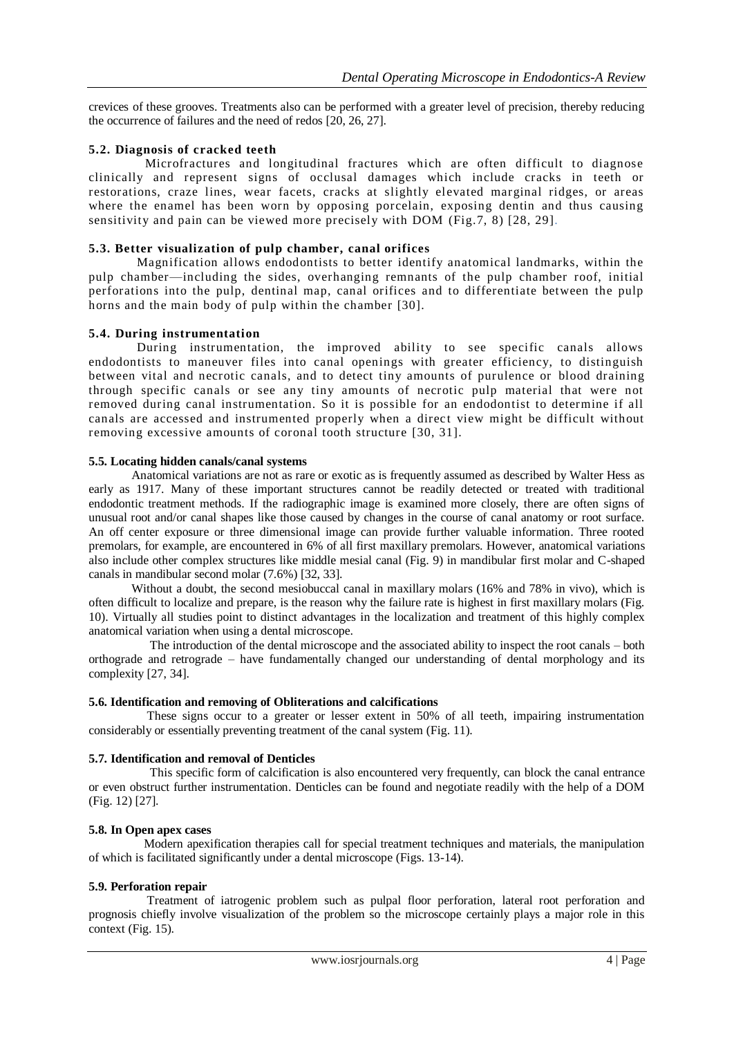crevices of these grooves. Treatments also can be performed with a greater level of precision, thereby reducing the occurrence of failures and the need of redos [20, 26, 27].

### 5.2. Diagnosis of cracked teeth

Microfractures and longitudinal fractures which are often difficult to diagnose clinically and represent signs of occlusal damages which include cracks in teeth or restorations, craze lines, wear facets, cracks at slightly elevated marginal ridges, or areas where the enamel has been worn by opposing porcelain, exposing dentin and thus causing sensitivity and pain can be viewed more precisely with DOM (Fig.7, 8) [28, 29].

### 5.3. Better visualization of pulp chamber, canal orifices

Magnification allows endodontists to better identify anatomical landmarks, within the pulp chamber—including the sides, overhanging remnants of the pulp chamber roof, initial perforations into the pulp, dentinal map, canal orifices and to differentiate between the pulp horns and the main body of pulp within the chamber [30].

### 5.4. During instrumentation

During instrumentation, the improved ability to see specific canals allows endodontists to maneuver files into canal openings with greater efficiency, to distinguish between vital and necrotic canals, and to detect tiny amounts of purulence or blood draining through specific canals or see any tiny amounts of necrotic pulp material that were not removed during canal instrumentation. So it is possible for an endodontist to determine if all canals are accessed and instrumented properly when a direct view might be difficult without removing excessive amounts of coronal tooth structure [30, 31].

### 5.5. Locating hidden canals/canal systems

Anatomical variations are not as rare or exotic as is frequently assumed as described by Walter Hess as early as 1917. Many of these important structures cannot be readily detected or treated with traditional endodontic treatment methods. If the radiographic image is examined more closely, there are often signs of unusual root and/or canal shapes like those caused by changes in the course of canal anatomy or root surface. An off center exposure or three dimensional image can provide further valuable information. Three rooted premolars, for example, are encountered in 6% of all first maxillary premolars. However, anatomical variations also include other complex structures like middle mesial canal (Fig. 9) in mandibular first molar and C-shaped canals in mandibular second molar (7.6%) [32, 33].

Without a doubt, the second mesiobuccal canal in maxillary molars (16% and 78% in vivo), which is often difficult to localize and prepare, is the reason why the failure rate is highest in first maxillary molars (Fig. 10). Virtually all studies point to distinct advantages in the localization and treatment of this highly complex anatomical variation when using a dental microscope.

The introduction of the dental microscope and the associated ability to inspect the root canals – both orthograde and retrograde – have fundamentally changed our understanding of dental morphology and its complexity [27, 34].

### 5.6. Identification and removing of Obliterations and calcifications

These signs occur to a greater or lesser extent in 50% of all teeth, impairing instrumentation considerably or essentially preventing treatment of the canal system (Fig. 11).

### 5.7. Identification and removal of Denticles

This specific form of calcification is also encountered very frequently, can block the canal entrance or even obstruct further instrumentation. Denticles can be found and negotiate readily with the help of a DOM (Fig. 12) [27].

### 5.8. In Open apex cases

Modern apexification therapies call for special treatment techniques and materials, the manipulation of which is facilitated significantly under a dental microscope (Figs. 13-14).

### 5.9. Perforation repair

Treatment of iatrogenic problem such as pulpal floor perforation, lateral root perforation and prognosis chiefly involve visualization of the problem so the microscope certainly plays a major role in this context (Fig. 15).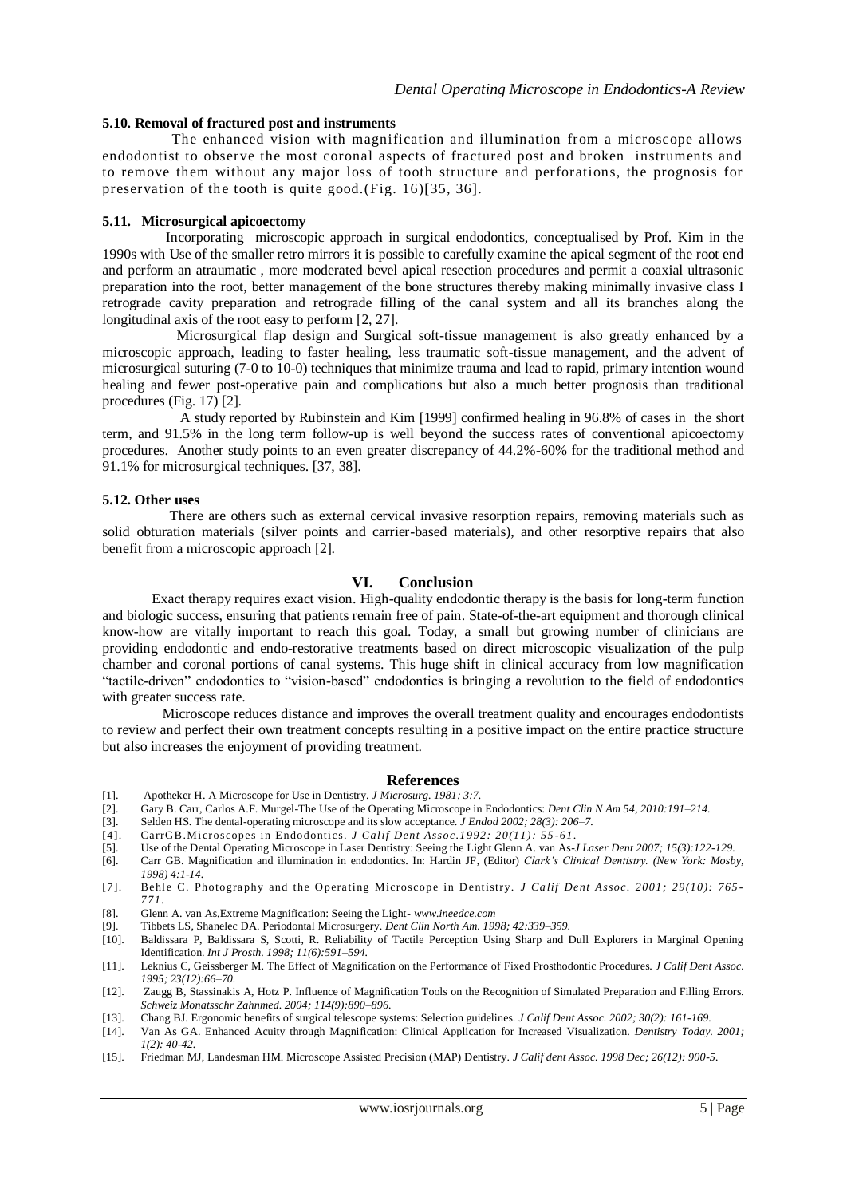### 5.10. Removal of fractured post and instruments

The enhanced vision with magnification and illumination from a microscope allows endodontist to observe the most coronal aspects of fractured post and broken instruments and to remove them without any major loss of tooth structure and perforations, the prognosis for preservation of the tooth is quite good.(Fig. 16)[35, 36].

### 5.11. Microsurgical apicoectomy

Incorporating microscopic approach in surgical endodontics, conceptualised by Prof. Kim in the 1990s with Use of the smaller retro mirrors it is possible to carefully examine the apical segment of the root end and perform an atraumatic , more moderated bevel apical resection procedures and permit a coaxial ultrasonic preparation into the root, better management of the bone structures thereby making minimally invasive class I retrograde cavity preparation and retrograde filling of the canal system and all its branches along the longitudinal axis of the root easy to perform [2, 27].

Microsurgical flap design and Surgical soft-tissue management is also greatly enhanced by a microscopic approach, leading to faster healing, less traumatic soft-tissue management, and the advent of microsurgical suturing (7-0 to 10-0) techniques that minimize trauma and lead to rapid, primary intention wound healing and fewer post-operative pain and complications but also a much better prognosis than traditional procedures (Fig. 17) [2].

A study reported by Rubinstein and Kim [1999] confirmed healing in 96.8% of cases in the short term, and 91.5% in the long term follow-up is well beyond the success rates of conventional apicoectomy procedures. Another study points to an even greater discrepancy of 44.2%-60% for the traditional method and 91.1% for microsurgical techniques. [37, 38].

### 5.12. Other uses

There are others such as external cervical invasive resorption repairs, removing materials such as solid obturation materials (silver points and carrier-based materials), and other resorptive repairs that also benefit from a microscopic approach [2].

## VI. Conclusion

Exact therapy requires exact vision. High-quality endodontic therapy is the basis for long-term function and biologic success, ensuring that patients remain free of pain. State-of-the-art equipment and thorough clinical know-how are vitally important to reach this goal. Today, a small but growing number of clinicians are providing endodontic and endo-restorative treatments based on direct microscopic visualization of the pulp chamber and coronal portions of canal systems. This huge shift in clinical accuracy from low magnification "tactile-driven" endodontics to "vision-based" endodontics is bringing a revolution to the field of endodontics with greater success rate.

Microscope reduces distance and improves the overall treatment quality and encourages endodontists to review and perfect their own treatment concepts resulting in a positive impact on the entire practice structure but also increases the enjoyment of providing treatment.

## References

[1]. Apotheker H. A Microscope for Use in Dentistry. *J Microsurg. 1981; 3:7.*

[2]. Gary B. Carr, Carlos A.F. Murgel-The Use of the Operating Microscope in Endodontics: *Dent Clin N Am 54, 2010:191–214.*

[3]. Selden HS. The dental-operating microscope and its slow acceptance. *J Endod 2002; 28(3): 206–7.*

[4]. CarrGB.Microscopes in Endodontics. *J Calif Dent Assoc.1992: 20(11): 55-61.*

[5]. Use of the Dental Operating Microscope in Laser Dentistry: Seeing the Light Glenn A. van As-*J Laser Dent 2007; 15(3):122-129.*

[6]. Carr GB. Magnification and illumination in endodontics. In: Hardin JF, (Editor) *Clark's Clinical Dentistry. (New York: Mosby, 1998) 4:1-14.*

[7]. Behle C. Photography and the Operating Microscope in Dentistry. *J Calif Dent Assoc. 2001; 29(10): 765-771.*

[8]. Glenn A. van As,Extreme Magnification: Seeing the Light- *www.ineedce.com*

[9]. Tibbets LS, Shanelec DA. Periodontal Microsurgery. *Dent Clin North Am. 1998; 42:339–359.*

[10]. Baldissara P, Baldissara S, Scotti, R. Reliability of Tactile Perception Using Sharp and Dull Explorers in Marginal Opening Identification. *Int J Prosth. 1998; 11(6):591–594.*

[11]. Leknius C, Geissberger M. The Effect of Magnification on the Performance of Fixed Prosthodontic Procedures. *J Calif Dent Assoc. 1995; 23(12):66–70.*

[12]. Zaugg B, Stassinakis A, Hotz P. Influence of Magnification Tools on the Recognition of Simulated Preparation and Filling Errors. *Schweiz Monatsschr Zahnmed. 2004; 114(9):890–896.*

[13]. Chang BJ. Ergonomic benefits of surgical telescope systems: Selection guidelines. *J Calif Dent Assoc. 2002; 30(2): 161-169.*

[14]. Van As GA. Enhanced Acuity through Magnification: Clinical Application for Increased Visualization. *Dentistry Today. 2001; 1(2): 40-42.*

[15]. Friedman MJ, Landesman HM. Microscope Assisted Precision (MAP) Dentistry. *J Calif dent Assoc. 1998 Dec; 26(12): 900-5.*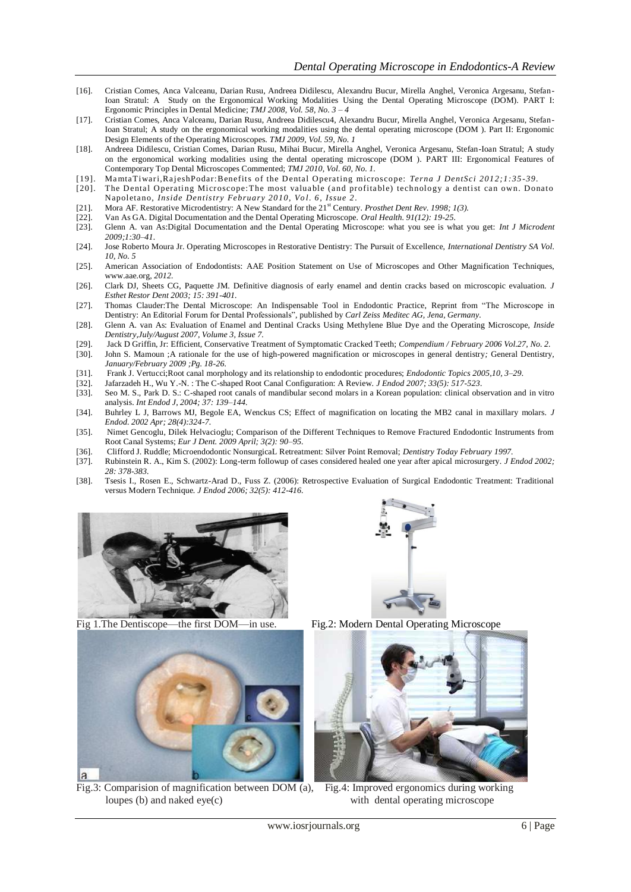- [16]. Cristian Comes, Anca Valceanu, Darian Rusu, Andreea Didilescu, Alexandru Bucur, Mirella Anghel, Veronica Argesanu, Stefan-Ioan Stratul: A Study on the Ergonomical Working Modalities Using the Dental Operating Microscope (DOM). PART I: Ergonomic Principles in Dental Medicine; *TMJ 2008, Vol. 58, No. 3 – 4*
- [17]. Cristian Comes, Anca Valceanu, Darian Rusu, Andreea Didilescu4, Alexandru Bucur, Mirella Anghel, Veronica Argesanu, Stefan-Ioan Stratul; A study on the ergonomical working modalities using the dental operating microscope (DOM ). Part II: Ergonomic Design Elements of the Operating Microscopes. *TMJ 2009, Vol. 59, No. 1*
- [18]. Andreea Didilescu, Cristian Comes, Darian Rusu, Mihai Bucur, Mirella Anghel, Veronica Argesanu, Stefan-Ioan Stratul; A study on the ergonomical working modalities using the dental operating microscope (DOM ). PART III: Ergonomical Features of Contemporary Top Dental Microscopes Commented; *TMJ 2010, Vol. 60, No. 1.*
- [19]. MamtaTiwari,RajeshPodar:Benefits of the Dental Operating microscope: *Terna J DentSci 2012;1:35-39.*
- [20]. The Dental Operating Microscope:The most valuable (and profitable) technology a dentist can own. Donato Napoletano, *Inside Dentistry February 2010, Vol. 6, Issue 2.*
- [21]. Mora AF. Restorative Microdentistry: A New Standard for the 21st Century. *Prosthet Dent Rev. 1998; 1(3).*
- [22]. Van As GA. Digital Documentation and the Dental Operating Microscope. *Oral Health. 91(12): 19-25.*
- [23]. Glenn A. van As:Digital Documentation and the Dental Operating Microscope: what you see is what you get: *Int J Microdent 2009;1:30–41.*
- [24]. Jose Roberto Moura Jr. Operating Microscopes in Restorative Dentistry: The Pursuit of Excellence, *International Dentistry SA Vol. 10, No. 5*
- [25]. American Association of Endodontists: AAE Position Statement on Use of Microscopes and Other Magnification Techniques, www.aae.org, *2012.*
- [26]. Clark DJ, Sheets CG, Paquette JM. Definitive diagnosis of early enamel and dentin cracks based on microscopic evaluation. *J Esthet Restor Dent 2003; 15: 391-401.*
- [27]. Thomas Clauder:The Dental Microscope: An Indispensable Tool in Endodontic Practice, Reprint from "The Microscope in Dentistry: An Editorial Forum for Dental Professionals", published by *Carl Zeiss Meditec AG, Jena, Germany.*
- [28]. Glenn A. van As: Evaluation of Enamel and Dentinal Cracks Using Methylene Blue Dye and the Operating Microscope, *Inside Dentistry,July/August 2007, Volume 3, Issue 7.*
- [29]. Jack D Griffin, Jr: Efficient, Conservative Treatment of Symptomatic Cracked Teeth; *Compendium / February 2006 Vol.27, No. 2.*
- [30]. John S. Mamoun ;A rationale for the use of high-powered magnification or microscopes in general dentistry*;* General Dentistry, *January/February 2009 ;Pg. 18-26.*
- [31]. Frank J. Vertucci;Root canal morphology and its relationship to endodontic procedures; *Endodontic Topics 2005,10, 3–29.*
- [32]. Jafarzadeh H., Wu Y.-N. : The C-shaped Root Canal Configuration: A Review. *J Endod 2007; 33(5): 517-523.*
- [33]. Seo M. S., Park D. S.: C-shaped root canals of mandibular second molars in a Korean population: clinical observation and in vitro analysis. *Int Endod J, 2004; 37: 139–144.*
- [34]. Buhrley L J, Barrows MJ, Begole EA, Wenckus CS; Effect of magnification on locating the MB2 canal in maxillary molars. *J Endod. 2002 Apr; 28(4):324-7.*
- [35]. Nimet Gencoglu, Dilek Helvacioglu; Comparison of the Different Techniques to Remove Fractured Endodontic Instruments from Root Canal Systems; *Eur J Dent. 2009 April; 3(2): 90–95.*
- [36]. Clifford J. Ruddle; Microendodontic NonsurgicaL Retreatment: Silver Point Removal; *Dentistry Today February 1997.*
- [37]. Rubinstein R. A., Kim S. (2002): Long-term followup of cases considered healed one year after apical microsurgery. *J Endod 2002; 28: 378-383.*
- [38]. Tsesis I., Rosen E., Schwartz-Arad D., Fuss Z. (2006): Retrospective Evaluation of Surgical Endodontic Treatment: Traditional versus Modern Technique. *J Endod 2006; 32(5): 412-416.*

Fig 1.The Dentiscope—the first DOM—in use.

Fig.2: Modern Dental Operating Microscope

Fig.3: Comparision of magnification between DOM (a), loupes (b) and naked eye(c)

Fig.4: Improved ergonomics during working with dental operating microscope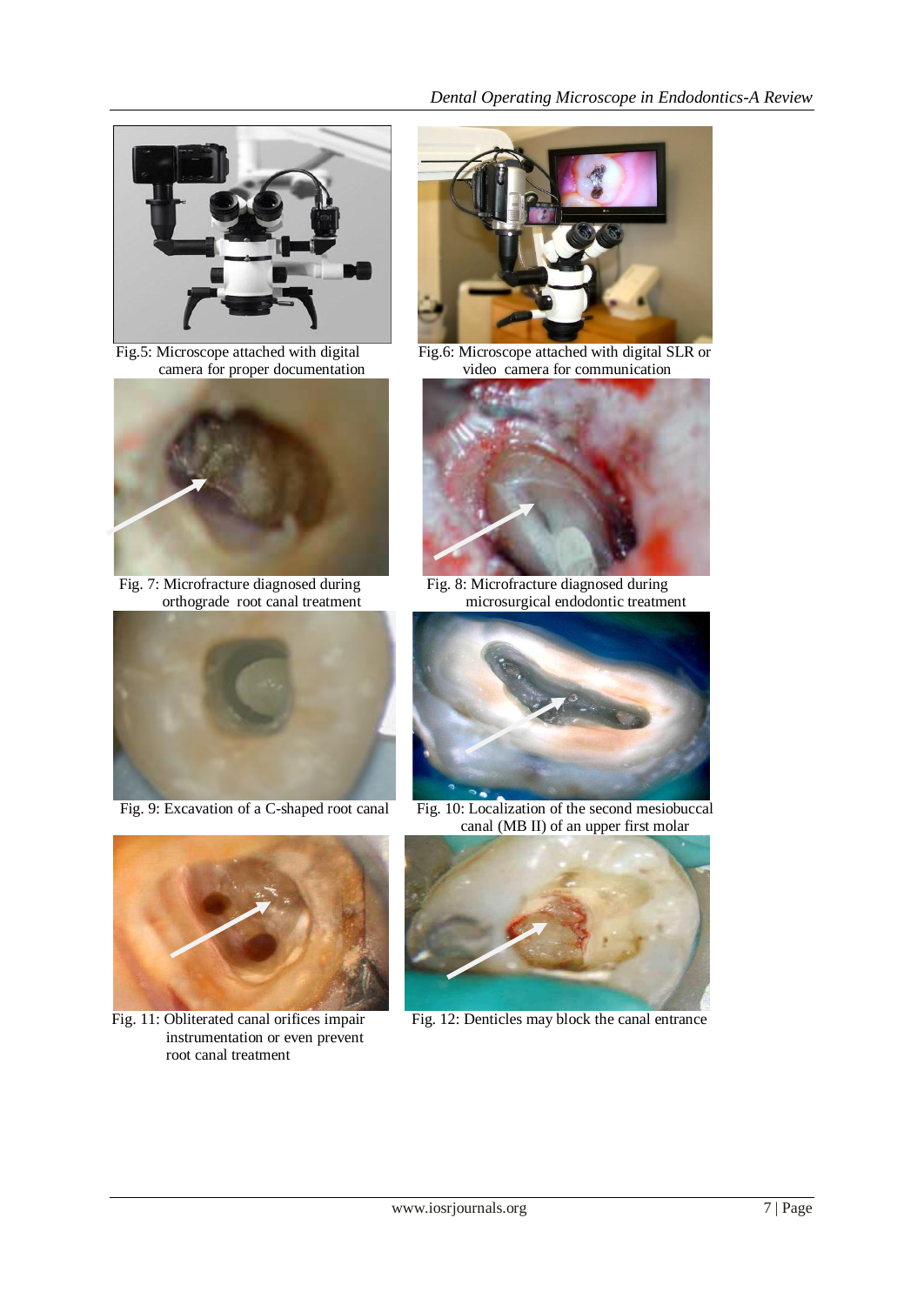Fig.5: Microscope attached with digital camera for proper documentation

Fig.6: Microscope attached with digital SLR or video camera for communication

Fig. 7: Microfracture diagnosed during orthograde root canal treatment

Fig. 8: Microfracture diagnosed during microsurgical endodontic treatment

Fig. 9: Excavation of a C-shaped root canal

Fig. 10: Localization of the second mesiobuccal canal (MB II) of an upper first molar

Fig. 11: Obliterated canal orifices impair instrumentation or even prevent root canal treatment

Fig. 12: Denticles may block the canal entrance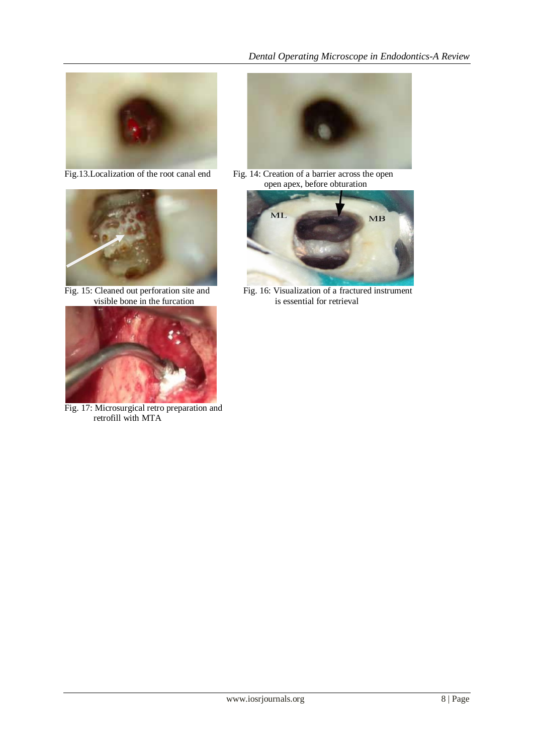Fig.13.Localization of the root canal end

Fig. 14: Creation of a barrier across the open open apex, before obturation

Fig. 15: Cleaned out perforation site and visible bone in the furcation

Fig. 16: Visualization of a fractured instrument is essential for retrieval

Fig. 17: Microsurgical retro preparation and retrofill with MTA